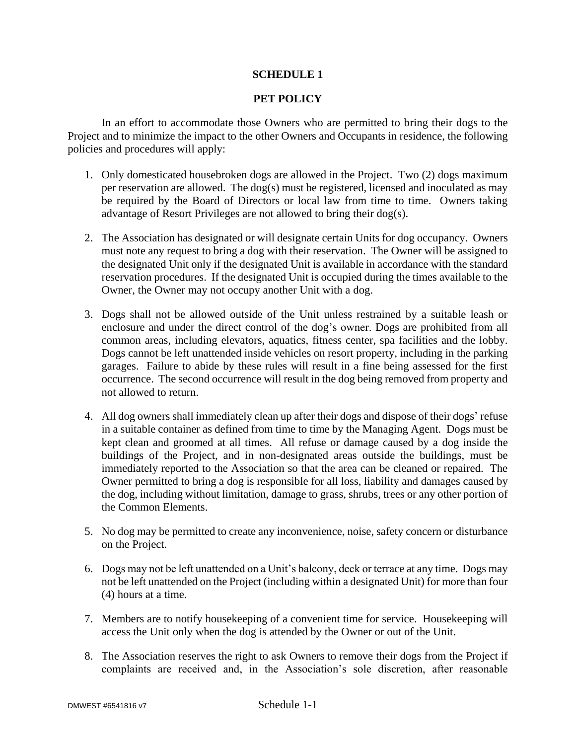# SCHEDULE 1

## PET POLICY

In an effort to accommodate those Owners who are permitted to bring their dogs to the Project and to minimize the impact to the other Owners and Occupants in residence, the following policies and procedures will apply:

1. Only domesticated housebroken dogs are allowed in the Project. Two (2) dogs maximum per reservation are allowed. The dog(s) must be registered, licensed and inoculated as may be required by the Board of Directors or local law from time to time. Owners taking advantage of Resort Privileges are not allowed to bring their dog(s).

2. The Association has designated or will designate certain Units for dog occupancy. Owners must note any request to bring a dog with their reservation. The Owner will be assigned to the designated Unit only if the designated Unit is available in accordance with the standard reservation procedures. If the designated Unit is occupied during the times available to the Owner, the Owner may not occupy another Unit with a dog.

3. Dogs shall not be allowed outside of the Unit unless restrained by a suitable leash or enclosure and under the direct control of the dog's owner. Dogs are prohibited from all common areas, including elevators, aquatics, fitness center, spa facilities and the lobby. Dogs cannot be left unattended inside vehicles on resort property, including in the parking garages. Failure to abide by these rules will result in a fine being assessed for the first occurrence. The second occurrence will result in the dog being removed from property and not allowed to return.

4. All dog owners shall immediately clean up after their dogs and dispose of their dogs' refuse in a suitable container as defined from time to time by the Managing Agent. Dogs must be kept clean and groomed at all times. All refuse or damage caused by a dog inside the buildings of the Project, and in non-designated areas outside the buildings, must be immediately reported to the Association so that the area can be cleaned or repaired. The Owner permitted to bring a dog is responsible for all loss, liability and damages caused by the dog, including without limitation, damage to grass, shrubs, trees or any other portion of the Common Elements.

5. No dog may be permitted to create any inconvenience, noise, safety concern or disturbance on the Project.

6. Dogs may not be left unattended on a Unit's balcony, deck or terrace at any time. Dogs may not be left unattended on the Project (including within a designated Unit) for more than four (4) hours at a time.

7. Members are to notify housekeeping of a convenient time for service. Housekeeping will access the Unit only when the dog is attended by the Owner or out of the Unit.

8. The Association reserves the right to ask Owners to remove their dogs from the Project if complaints are received and, in the Association's sole discretion, after reasonable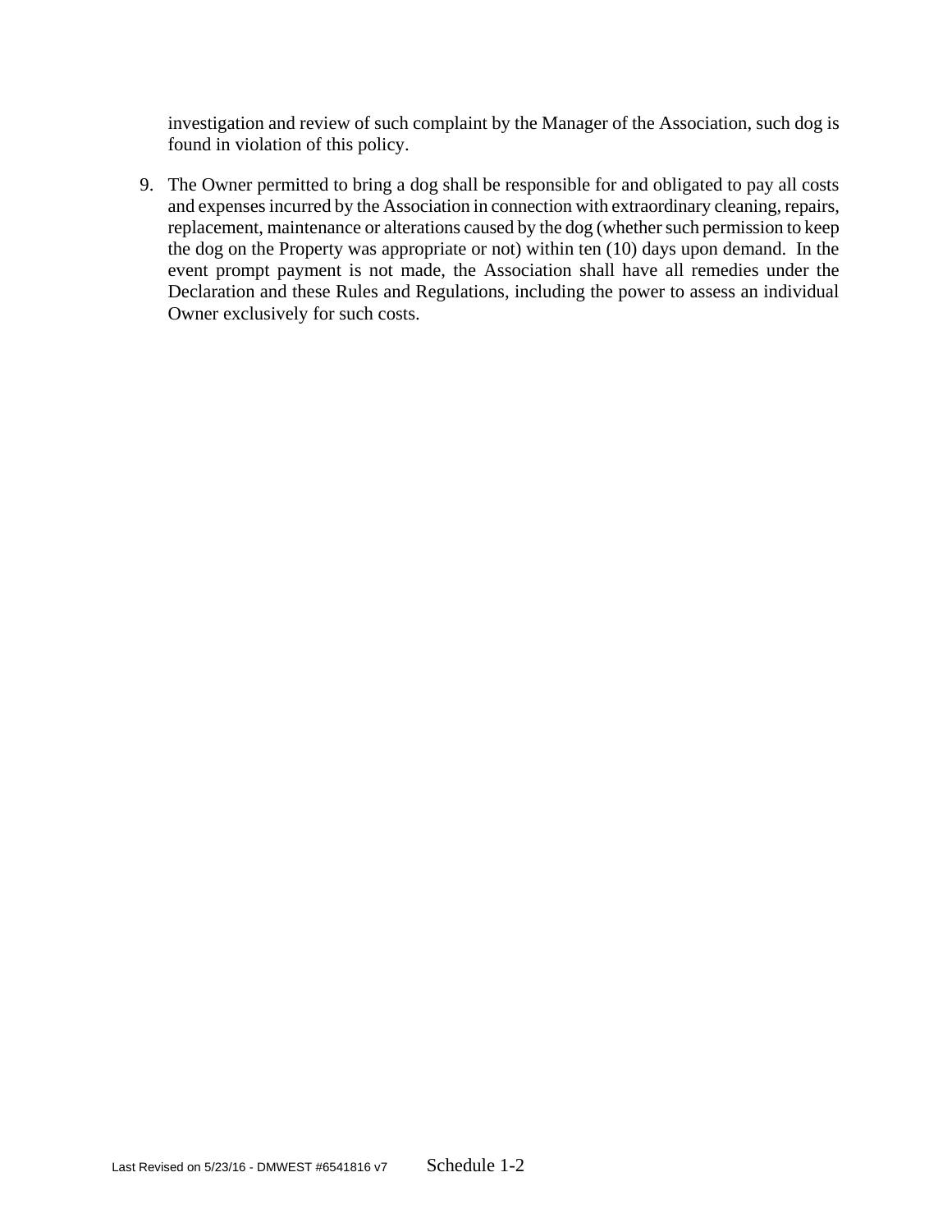investigation and review of such complaint by the Manager of the Association, such dog is found in violation of this policy.

9. The Owner permitted to bring a dog shall be responsible for and obligated to pay all costs and expenses incurred by the Association in connection with extraordinary cleaning, repairs, replacement, maintenance or alterations caused by the dog (whether such permission to keep the dog on the Property was appropriate or not) within ten (10) days upon demand. In the event prompt payment is not made, the Association shall have all remedies under the Declaration and these Rules and Regulations, including the power to assess an individual Owner exclusively for such costs.